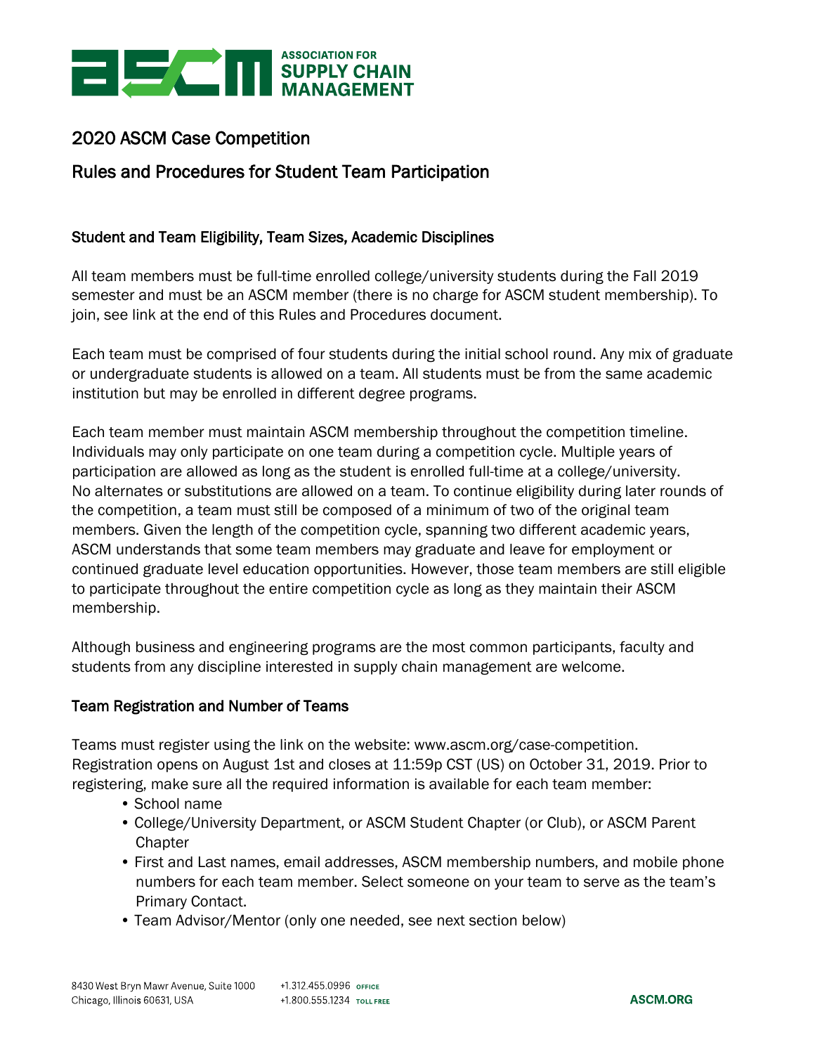# 2020 ASCM Case Competition

## Rules and Procedures for Student Team Participation

### Student and Team Eligibility, Team Sizes, Academic Disciplines

All team members must be full-time enrolled college/university students during the Fall 2019 semester and must be an ASCM member (there is no charge for ASCM student membership). To join, see link at the end of this Rules and Procedures document.

Each team must be comprised of four students during the initial school round. Any mix of graduate or undergraduate students is allowed on a team. All students must be from the same academic institution but may be enrolled in different degree programs.

Each team member must maintain ASCM membership throughout the competition timeline. Individuals may only participate on one team during a competition cycle. Multiple years of participation are allowed as long as the student is enrolled full-time at a college/university. No alternates or substitutions are allowed on a team. To continue eligibility during later rounds of the competition, a team must still be composed of a minimum of two of the original team members. Given the length of the competition cycle, spanning two different academic years, ASCM understands that some team members may graduate and leave for employment or continued graduate level education opportunities. However, those team members are still eligible to participate throughout the entire competition cycle as long as they maintain their ASCM membership.

Although business and engineering programs are the most common participants, faculty and students from any discipline interested in supply chain management are welcome.

### Team Registration and Number of Teams

Teams must register using the link on the website: www.ascm.org/case-competition. Registration opens on August 1st and closes at 11:59p CST (US) on October 31, 2019. Prior to registering, make sure all the required information is available for each team member:

- School name
- College/University Department, or ASCM Student Chapter (or Club), or ASCM Parent Chapter
- First and Last names, email addresses, ASCM membership numbers, and mobile phone numbers for each team member. Select someone on your team to serve as the team's Primary Contact.
- Team Advisor/Mentor (only one needed, see next section below)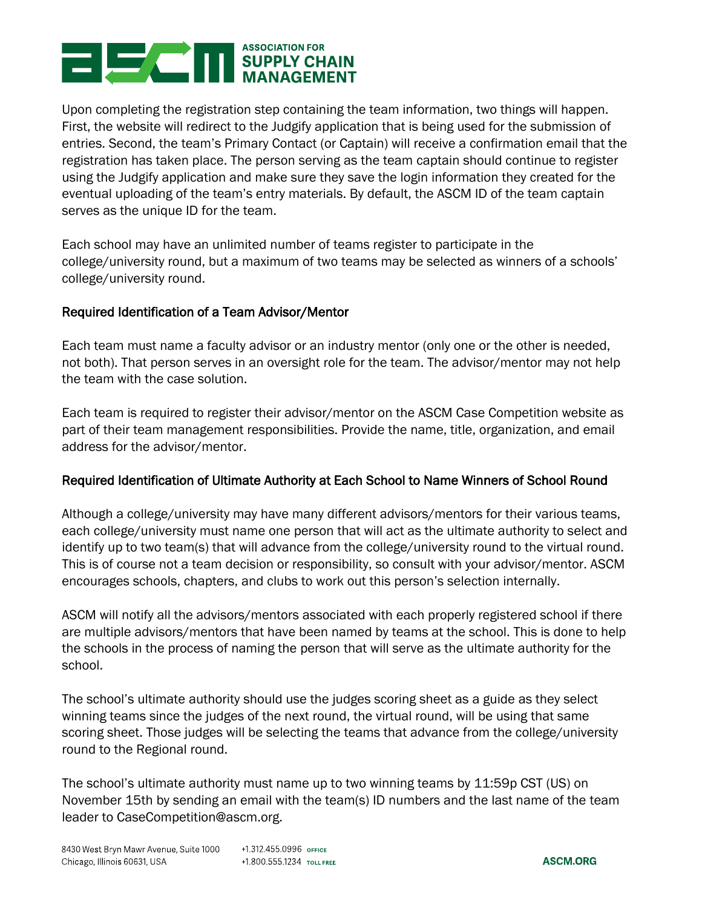Upon completing the registration step containing the team information, two things will happen. First, the website will redirect to the Judgify application that is being used for the submission of entries. Second, the team's Primary Contact (or Captain) will receive a confirmation email that the registration has taken place. The person serving as the team captain should continue to register using the Judgify application and make sure they save the login information they created for the eventual uploading of the team's entry materials. By default, the ASCM ID of the team captain serves as the unique ID for the team.

Each school may have an unlimited number of teams register to participate in the college/university round, but a maximum of two teams may be selected as winners of a schools' college/university round.

### Required Identification of a Team Advisor/Mentor

Each team must name a faculty advisor or an industry mentor (only one or the other is needed, not both). That person serves in an oversight role for the team. The advisor/mentor may not help the team with the case solution.

Each team is required to register their advisor/mentor on the ASCM Case Competition website as part of their team management responsibilities. Provide the name, title, organization, and email address for the advisor/mentor.

### Required Identification of Ultimate Authority at Each School to Name Winners of School Round

Although a college/university may have many different advisors/mentors for their various teams, each college/university must name one person that will act as the ultimate authority to select and identify up to two team(s) that will advance from the college/university round to the virtual round. This is of course not a team decision or responsibility, so consult with your advisor/mentor. ASCM encourages schools, chapters, and clubs to work out this person's selection internally.

ASCM will notify all the advisors/mentors associated with each properly registered school if there are multiple advisors/mentors that have been named by teams at the school. This is done to help the schools in the process of naming the person that will serve as the ultimate authority for the school.

The school's ultimate authority should use the judges scoring sheet as a guide as they select winning teams since the judges of the next round, the virtual round, will be using that same scoring sheet. Those judges will be selecting the teams that advance from the college/university round to the Regional round.

The school's ultimate authority must name up to two winning teams by 11:59p CST (US) on November 15th by sending an email with the team(s) ID numbers and the last name of the team leader to CaseCompetition@ascm.org.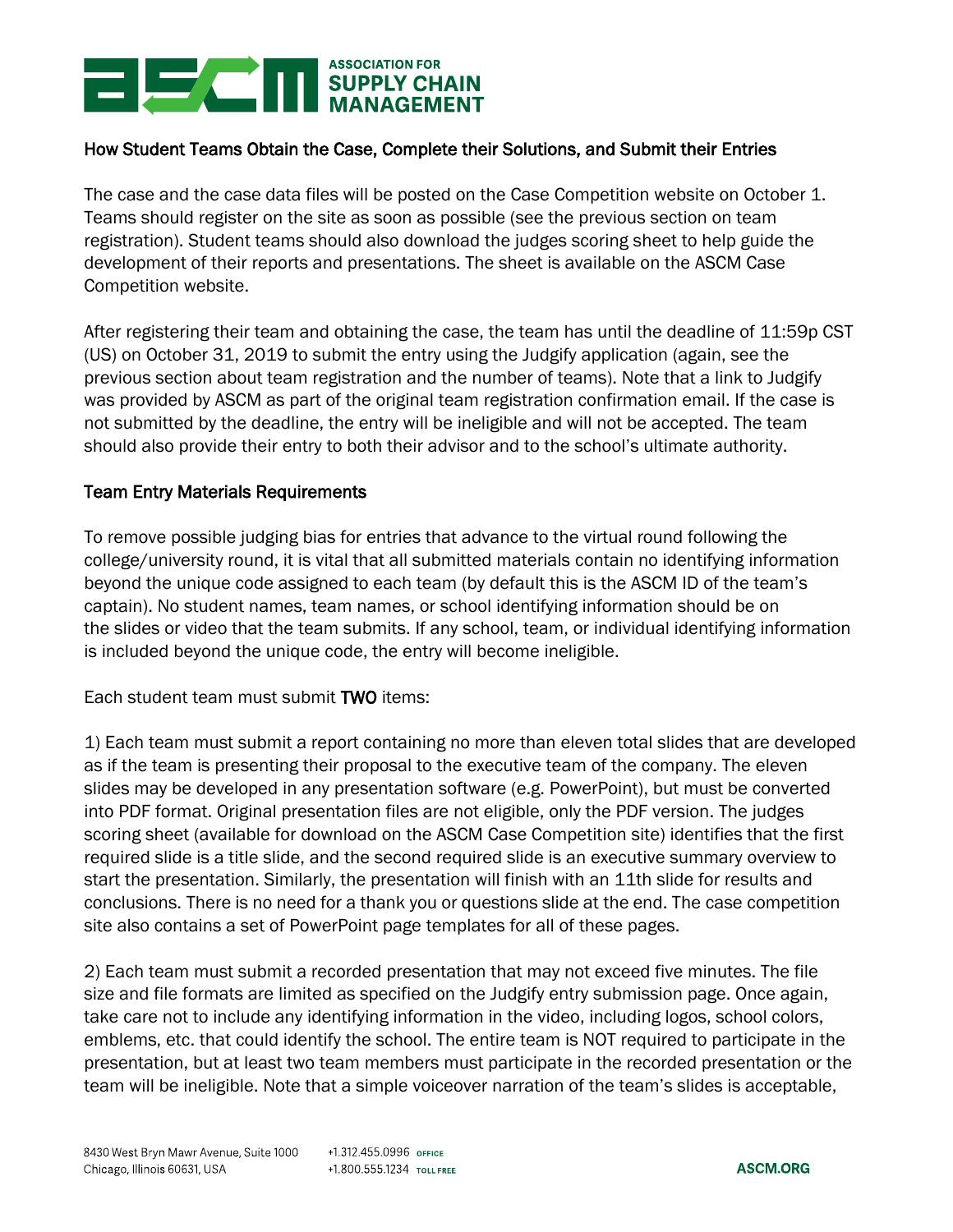### How Student Teams Obtain the Case, Complete their Solutions, and Submit their Entries

The case and the case data files will be posted on the Case Competition website on October 1. Teams should register on the site as soon as possible (see the previous section on team registration). Student teams should also download the judges scoring sheet to help guide the development of their reports and presentations. The sheet is available on the ASCM Case Competition website.

After registering their team and obtaining the case, the team has until the deadline of 11:59p CST (US) on October 31, 2019 to submit the entry using the Judgify application (again, see the previous section about team registration and the number of teams). Note that a link to Judgify was provided by ASCM as part of the original team registration confirmation email. If the case is not submitted by the deadline, the entry will be ineligible and will not be accepted. The team should also provide their entry to both their advisor and to the school's ultimate authority.

### Team Entry Materials Requirements

To remove possible judging bias for entries that advance to the virtual round following the college/university round, it is vital that all submitted materials contain no identifying information beyond the unique code assigned to each team (by default this is the ASCM ID of the team's captain). No student names, team names, or school identifying information should be on the slides or video that the team submits. If any school, team, or individual identifying information is included beyond the unique code, the entry will become ineligible.

Each student team must submit **TWO** items:

1) Each team must submit a report containing no more than eleven total slides that are developed as if the team is presenting their proposal to the executive team of the company. The eleven slides may be developed in any presentation software (e.g. PowerPoint), but must be converted into PDF format. Original presentation files are not eligible, only the PDF version. The judges scoring sheet (available for download on the ASCM Case Competition site) identifies that the first required slide is a title slide, and the second required slide is an executive summary overview to start the presentation. Similarly, the presentation will finish with an 11th slide for results and conclusions. There is no need for a thank you or questions slide at the end. The case competition site also contains a set of PowerPoint page templates for all of these pages.

2) Each team must submit a recorded presentation that may not exceed five minutes. The file size and file formats are limited as specified on the Judgify entry submission page. Once again, take care not to include any identifying information in the video, including logos, school colors, emblems, etc. that could identify the school. The entire team is NOT required to participate in the presentation, but at least two team members must participate in the recorded presentation or the team will be ineligible. Note that a simple voiceover narration of the team's slides is acceptable,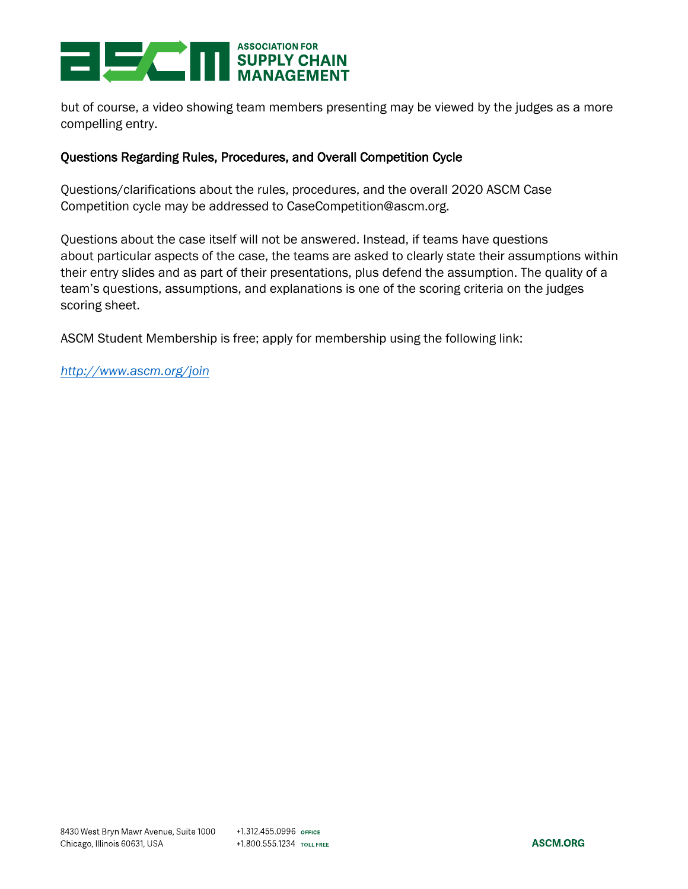but of course, a video showing team members presenting may be viewed by the judges as a more compelling entry.

## Questions Regarding Rules, Procedures, and Overall Competition Cycle

Questions/clarifications about the rules, procedures, and the overall 2020 ASCM Case Competition cycle may be addressed to CaseCompetition@ascm.org.

Questions about the case itself will not be answered. Instead, if teams have questions about particular aspects of the case, the teams are asked to clearly state their assumptions within their entry slides and as part of their presentations, plus defend the assumption. The quality of a team's questions, assumptions, and explanations is one of the scoring criteria on the judges scoring sheet.

ASCM Student Membership is free; apply for membership using the following link:

*http://www.ascm.org/join*